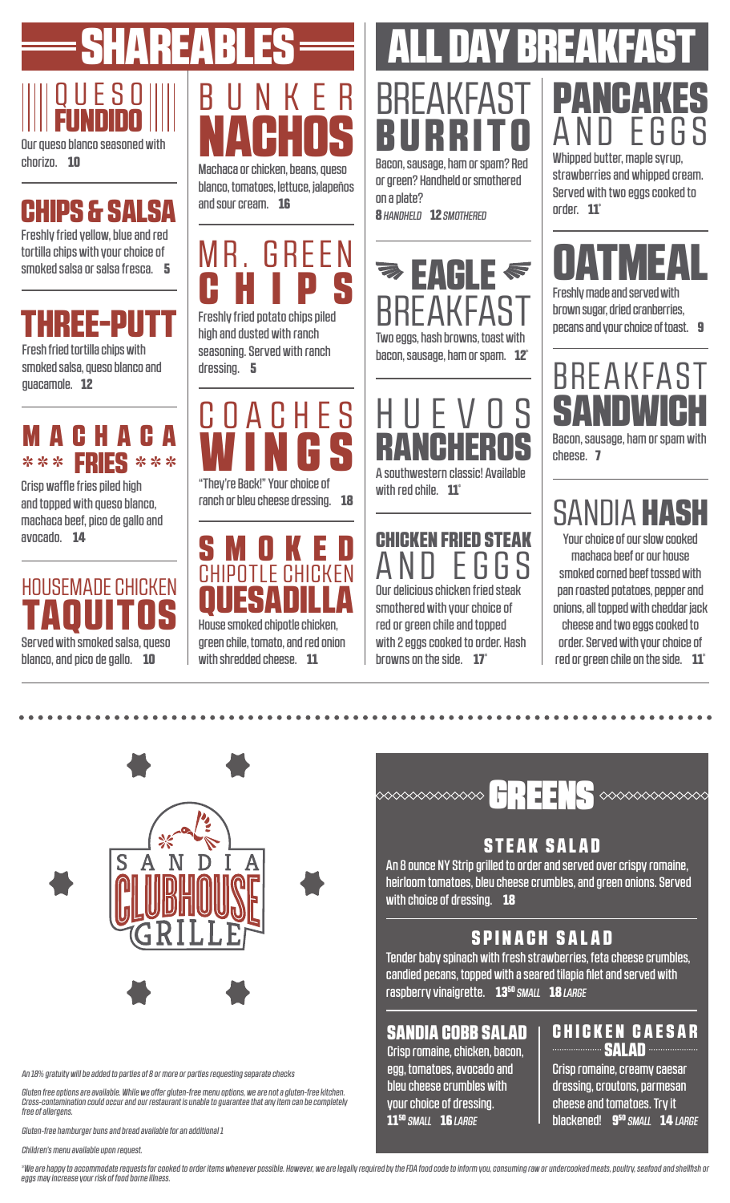# SHAREABLES

## QUESO FUNDIDO

Our queso blanco seasoned with chorizo. **10**

## CHIPS & SALSA

Freshly fried yellow, blue and red tortilla chips with your choice of smoked salsa or salsa fresca. **5**

## THREE-PUTT

Fresh fried tortilla chips with smoked salsa, queso blanco and guacamole. **12**

## MACHACA *** FRIES ***

Crisp waffle fries piled high and topped with queso blanco, machaca beef, pico de gallo and avocado. **14**

## HOUSEMADE CHICKEN TAQUITOS

Served with smoked salsa, queso blanco, and pico de gallo. **10**

## BUNKER NACHOS

Machaca or chicken, beans, queso blanco, tomatoes, lettuce, jalapeños and sour cream. **16**

## MR. GREEN CHIPS

Freshly fried potato chips piled high and dusted with ranch seasoning. Served with ranch dressing. **5**

## COACHES WINGS

"They're Back!" Your choice of ranch or bleu cheese dressing. **18**

## SMOKED CHIPOTLE CHICKEN QUESADILLA

House smoked chipotle chicken, green chile, tomato, and red onion with shredded cheese. **11**

# ALL DAY BREAKFAST

## BREAKFAST BURRITO

Bacon, sausage, ham or spam? Red or green? Handheld or smothered on a plate?

**8** *HANDHELD* **12** *SMOTHERED*

## EAGLE BREAKFAST

Two eggs, hash browns, toast with bacon, sausage, ham or spam. **12***

## HUEVOS RANCHEROS

A southwestern classic! Available with red chile. **11***

## CHICKEN FRIED STEAK AND EGGS

Our delicious chicken fried steak smothered with your choice of red or green chile and topped with 2 eggs cooked to order. Hash browns on the side. **17***

## PANCAKES AND EGGS

Whipped butter, maple syrup, strawberries and whipped cream. Served with two eggs cooked to order. **11***

## OATMEAL

Freshly made and served with brown sugar, dried cranberries, pecans and your choice of toast. **9**

## BREAKFAST SANDWICH

Bacon, sausage, ham or spam with cheese. **7**

## SANDIA HASH

Your choice of our slow cooked machaca beef or our house smoked corned beef tossed with pan roasted potatoes, pepper and onions, all topped with cheddar jack cheese and two eggs cooked to order. Served with your choice of red or green chile on the side. **11***

SANDIA CLUBHOUSE GRILLE

# GREENS

## STEAK SALAD

An 8 ounce NY Strip grilled to order and served over crispy romaine, heirloom tomatoes, bleu cheese crumbles, and green onions. Served with choice of dressing. **18**

## SPINACH SALAD

Tender baby spinach with fresh strawberries, feta cheese crumbles, candied pecans, topped with a seared tilapia filet and served with raspberry vinaigrette. **13.50** *SMALL* **18** *LARGE*

## SANDIA COBB SALAD

Crisp romaine, chicken, bacon, egg, tomatoes, avocado and bleu cheese crumbles with your choice of dressing. **11.50** *SMALL* **16** *LARGE*

## CHICKEN CAESAR SALAD

Crisp romaine, creamy caesar dressing, croutons, parmesan cheese and tomatoes. Try it blackened! **9.50** *SMALL* **14** *LARGE*

*An 18% gratuity will be added to parties of 8 or more or parties requesting separate checks*

*Gluten free options are available. While we offer gluten-free menu options, we are not a gluten-free kitchen. Cross-contamination could occur and our restaurant is unable to guarantee that any item can be completely free of allergens.*

*Gluten-free hamburger buns and bread available for an additional 1*

*Children's menu available upon request.*

*\*We are happy to accommodate requests for cooked to order items whenever possible. However, we are legally required by the FDA food code to inform you, consuming raw or undercooked meats, poultry, seafood and shellfish or eggs may increase your risk of food borne illness.*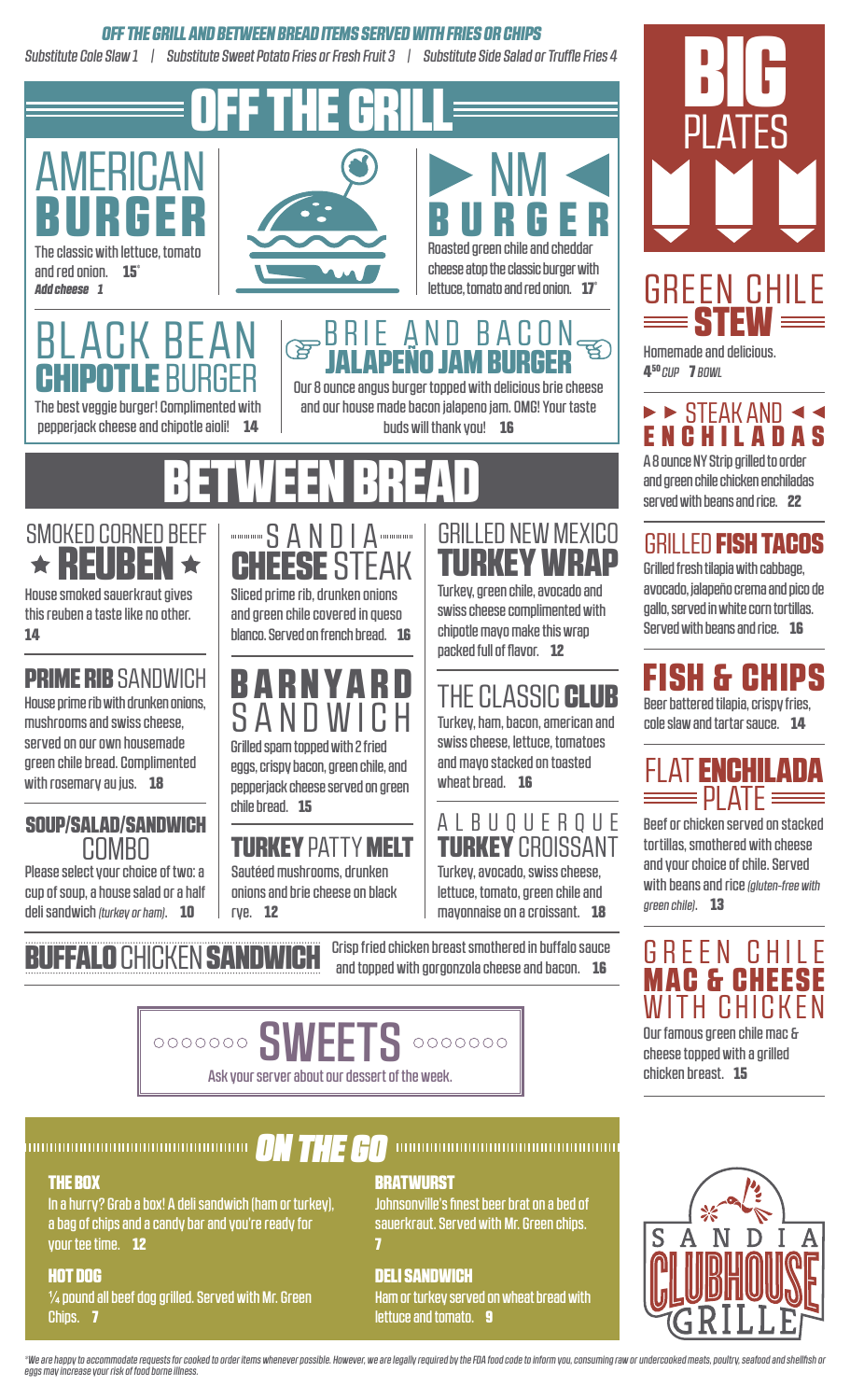***OFF THE GRILL AND BETWEEN BREAD ITEMS SERVED WITH FRIES OR CHIPS***

*Substitute Cole Slaw 1 | Substitute Sweet Potato Fries or Fresh Fruit 3 | Substitute Side Salad or Truffle Fries 4*

# OFF THE GRILL

## AMERICAN BURGER

The classic with lettuce, tomato and red onion. **15***

***Add cheese 1***

## NM BURGER

Roasted green chile and cheddar cheese atop the classic burger with lettuce, tomato and red onion. **17***

## BLACK BEAN CHIPOTLE BURGER

The best veggie burger! Complimented with pepperjack cheese and chipotle aioli! **14**

## BRIE AND BACON JALAPEÑO JAM BURGER

Our 8 ounce angus burger topped with delicious brie cheese and our house made bacon jalapeno jam. OMG! Your taste buds will thank you! **16**

# BETWEEN BREAD

## SMOKED CORNED BEEF REUBEN

House smoked sauerkraut gives this reuben a taste like no other. **14**

## PRIME RIB SANDWICH

House prime rib with drunken onions, mushrooms and swiss cheese, served on our own housemade green chile bread. Complimented with rosemary au jus. **18**

## SOUP/SALAD/SANDWICH COMBO

Please select your choice of two: a cup of soup, a house salad or a half deli sandwich *(turkey or ham)*. **10**

## SANDIA CHEESE STEAK

Sliced prime rib, drunken onions and green chile covered in queso blanco. Served on french bread. **16**

## BARNYARD SANDWICH

Grilled spam topped with 2 fried eggs, crispy bacon, green chile, and pepperjack cheese served on green chile bread. **15**

## TURKEY PATTY MELT

Sautéed mushrooms, drunken onions and brie cheese on black rye. **12**

## GRILLED NEW MEXICO TURKEY WRAP

Turkey, green chile, avocado and swiss cheese complimented with chipotle mayo make this wrap packed full of flavor. **12**

## THE CLASSIC CLUB

Turkey, ham, bacon, american and swiss cheese, lettuce, tomatoes and mayo stacked on toasted wheat bread. **16**

## ALBUQUERQUE TURKEY CROISSANT

Turkey, avocado, swiss cheese, lettuce, tomato, green chile and mayonnaise on a croissant. **18**

## BUFFALO CHICKEN SANDWICH

Crisp fried chicken breast smothered in buffalo sauce and topped with gorgonzola cheese and bacon. **16**

# SWEETS

Ask your server about our dessert of the week.

# BIG PLATES

## GREEN CHILE STEW

Homemade and delicious.

**4.50** *CUP* **7** *BOWL*

## STEAK AND ENCHILADAS

A 8 ounce NY Strip grilled to order and green chile chicken enchiladas served with beans and rice. **22**

## GRILLED FISH TACOS

Grilled fresh tilapia with cabbage, avocado, jalapeño crema and pico de gallo, served in white corn tortillas. Served with beans and rice. **16**

## FISH & CHIPS

Beer battered tilapia, crispy fries, cole slaw and tartar sauce. **14**

## FLAT ENCHILADA PLATE

Beef or chicken served on stacked tortillas, smothered with cheese and your choice of chile. Served with beans and rice *(gluten-free with green chile)*. **13**

## GREEN CHILE MAC & CHEESE WITH CHICKEN

Our famous green chile mac & cheese topped with a grilled chicken breast. **15**

# ON THE GO

**THE BOX**

In a hurry? Grab a box! A deli sandwich (ham or turkey), a bag of chips and a candy bar and you're ready for your tee time. **12**

**HOT DOG**

¼ pound all beef dog grilled. Served with Mr. Green Chips. **7**

**BRATWURST**

Johnsonville's finest beer brat on a bed of sauerkraut. Served with Mr. Green chips. **7**

**DELI SANDWICH**

Ham or turkey served on wheat bread with lettuce and tomato. **9**

SANDIA CLUBHOUSE GRILLE

*We are happy to accommodate requests for cooked to order items whenever possible. However, we are legally required by the FDA food code to inform you, consuming raw or undercooked meats, poultry, seafood and shellfish or eggs may increase your risk of food borne illness.